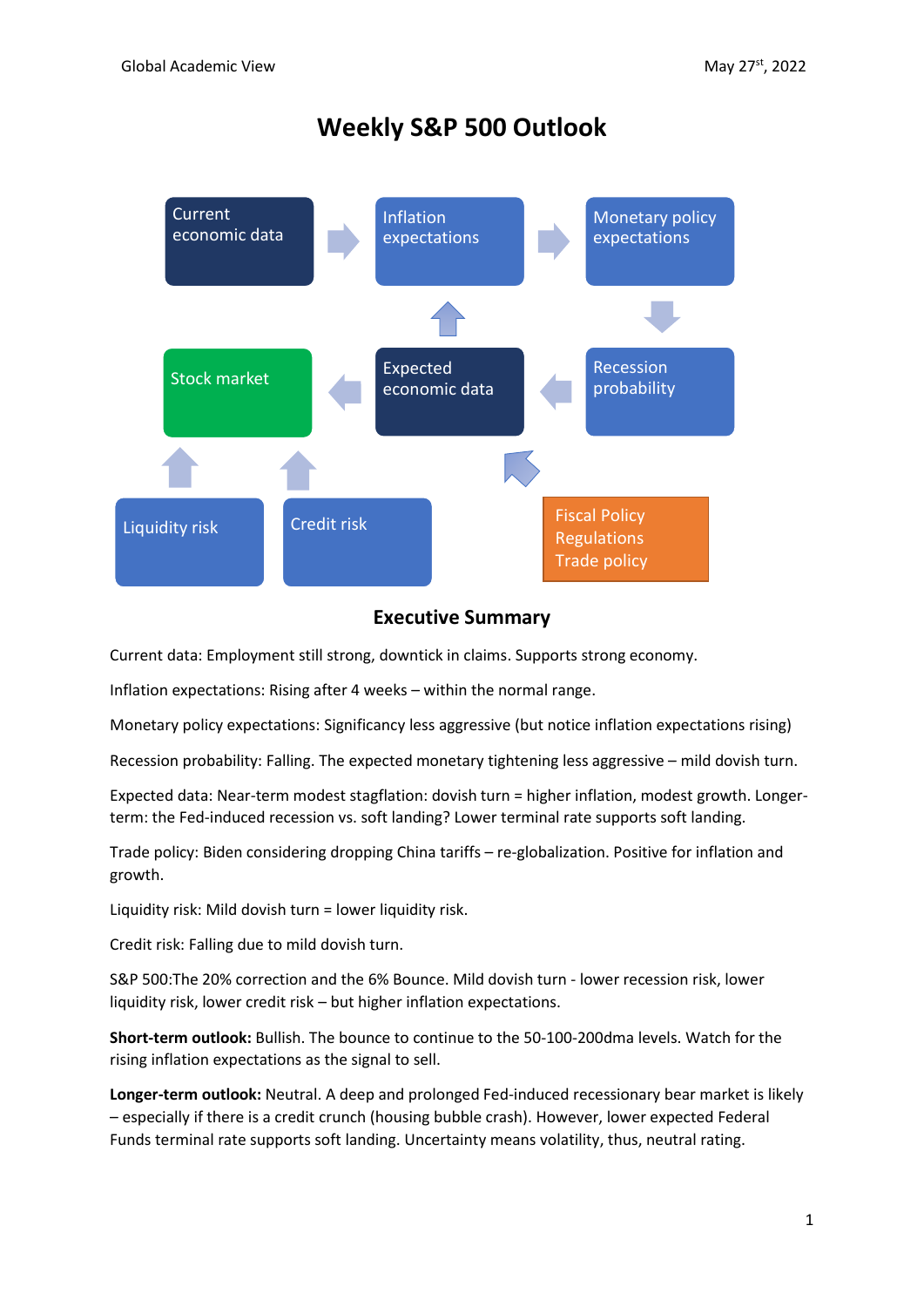# Weekly S&P 500 Outlook

Current economic data

Inflation expectations

Monetary policy expectations

Stock market

Expected economic data

Recession probability

Liquidity risk

Credit risk

Fiscal Policy
Regulations
Trade policy

## Executive Summary

Current data: Employment still strong, downtick in claims. Supports strong economy.

Inflation expectations: Rising after 4 weeks – within the normal range.

Monetary policy expectations: Significancy less aggressive (but notice inflation expectations rising)

Recession probability: Falling. The expected monetary tightening less aggressive – mild dovish turn.

Expected data: Near-term modest stagflation: dovish turn = higher inflation, modest growth. Longer-term: the Fed-induced recession vs. soft landing? Lower terminal rate supports soft landing.

Trade policy: Biden considering dropping China tariffs – re-globalization. Positive for inflation and growth.

Liquidity risk: Mild dovish turn = lower liquidity risk.

Credit risk: Falling due to mild dovish turn.

S&P 500:The 20% correction and the 6% Bounce. Mild dovish turn - lower recession risk, lower liquidity risk, lower credit risk – but higher inflation expectations.

**Short-term outlook:** Bullish. The bounce to continue to the 50-100-200dma levels. Watch for the rising inflation expectations as the signal to sell.

**Longer-term outlook:** Neutral. A deep and prolonged Fed-induced recessionary bear market is likely – especially if there is a credit crunch (housing bubble crash). However, lower expected Federal Funds terminal rate supports soft landing. Uncertainty means volatility, thus, neutral rating.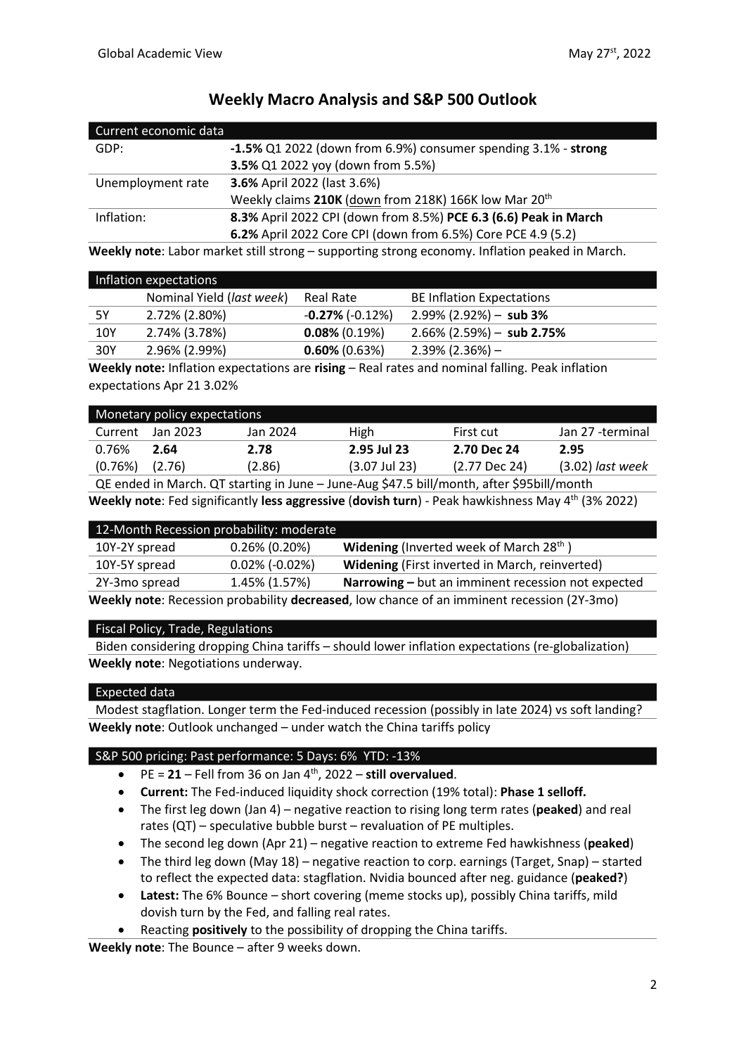# Weekly Macro Analysis and S&P 500 Outlook

| Current economic data | |
|---|---|
| GDP: | **-1.5%** Q1 2022 (down from 6.9%) consumer spending 3.1% - **strong** |
| | **3.5%** Q1 2022 yoy (down from 5.5%) |
| Unemployment rate | **3.6%** April 2022 (last 3.6%) |
| | Weekly claims **210K** (down from 218K) 166K low Mar 20th |
| Inflation: | **8.3%** April 2022 CPI (down from 8.5%) **PCE 6.3 (6.6) Peak in March** |
| | **6.2%** April 2022 Core CPI (down from 6.5%) Core PCE 4.9 (5.2) |

**Weekly note**: Labor market still strong – supporting strong economy. Inflation peaked in March.

| Inflation expectations | | | |
|---|---|---|---|
| | Nominal Yield (*last week*) | Real Rate | BE Inflation Expectations |
| 5Y | 2.72% (2.80%) | **-0.27%** (-0.12%) | 2.99% (2.92%) – **sub 3%** |
| 10Y | 2.74% (3.78%) | **0.08%** (0.19%) | 2.66% (2.59%) – **sub 2.75%** |
| 30Y | 2.96% (2.99%) | **0.60%** (0.63%) | 2.39% (2.36%) – |

**Weekly note:** Inflation expectations are **rising** – Real rates and nominal falling. Peak inflation expectations Apr 21 3.02%

| Monetary policy expectations | | | | | |
|---|---|---|---|---|---|
| Current | Jan 2023 | Jan 2024 | High | First cut | Jan 27 -terminal |
| 0.76% | **2.64** | **2.78** | **2.95 Jul 23** | **2.70 Dec 24** | **2.95** |
| (0.76%) | (2.76) | (2.86) | (3.07 Jul 23) | (2.77 Dec 24) | (3.02) *last week* |
| QE ended in March. QT starting in June – June-Aug $47.5 bill/month, after $95bill/month | | | | | |

**Weekly note**: Fed significantly **less aggressive** (**dovish turn**) - Peak hawkishness May 4th (3% 2022)

| 12-Month Recession probability: moderate | | |
|---|---|---|
| 10Y-2Y spread | 0.26% (0.20%) | **Widening** (Inverted week of March 28th ) |
| 10Y-5Y spread | 0.02% (-0.02%) | **Widening** (First inverted in March, reinverted) |
| 2Y-3mo spread | 1.45% (1.57%) | **Narrowing –** but an imminent recession not expected |

**Weekly note**: Recession probability **decreased**, low chance of an imminent recession (2Y-3mo)

### Fiscal Policy, Trade, Regulations

Biden considering dropping China tariffs – should lower inflation expectations (re-globalization)

**Weekly note**: Negotiations underway.

### Expected data

Modest stagflation. Longer term the Fed-induced recession (possibly in late 2024) vs soft landing?

**Weekly note**: Outlook unchanged – under watch the China tariffs policy

### S&P 500 pricing: Past performance: 5 Days: 6% YTD: -13%

- PE = **21** – Fell from 36 on Jan 4th, 2022 – **still overvalued**.
- **Current:** The Fed-induced liquidity shock correction (19% total): **Phase 1 selloff.**
- The first leg down (Jan 4) – negative reaction to rising long term rates (**peaked**) and real rates (QT) – speculative bubble burst – revaluation of PE multiples.
- The second leg down (Apr 21) – negative reaction to extreme Fed hawkishness (**peaked**)
- The third leg down (May 18) – negative reaction to corp. earnings (Target, Snap) – started to reflect the expected data: stagflation. Nvidia bounced after neg. guidance (**peaked?**)
- **Latest:** The 6% Bounce – short covering (meme stocks up), possibly China tariffs, mild dovish turn by the Fed, and falling real rates.
- Reacting **positively** to the possibility of dropping the China tariffs.

**Weekly note**: The Bounce – after 9 weeks down.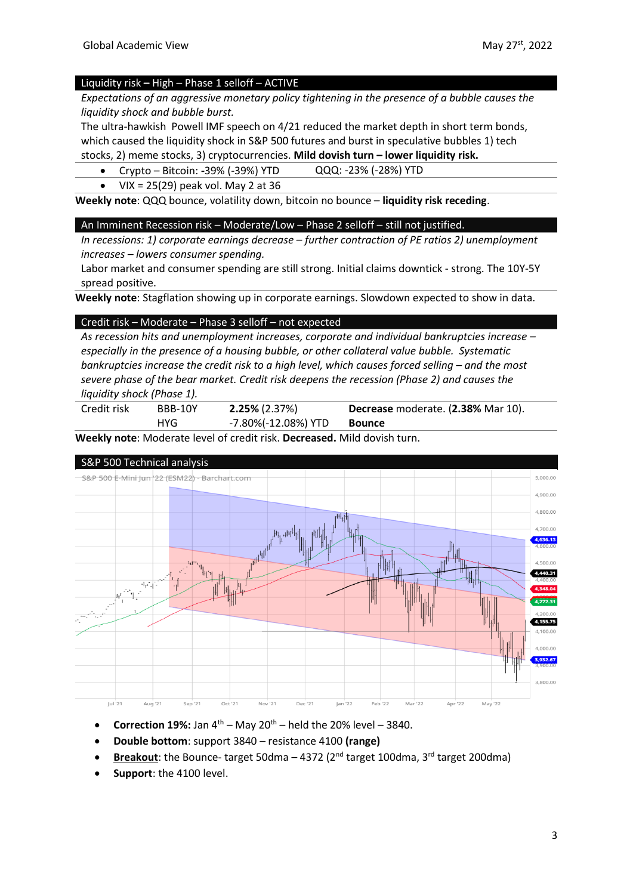## Liquidity risk – High – Phase 1 selloff – ACTIVE

*Expectations of an aggressive monetary policy tightening in the presence of a bubble causes the liquidity shock and bubble burst.*

The ultra-hawkish Powell IMF speech on 4/21 reduced the market depth in short term bonds, which caused the liquidity shock in S&P 500 futures and burst in speculative bubbles 1) tech stocks, 2) meme stocks, 3) cryptocurrencies. **Mild dovish turn – lower liquidity risk.**

- Crypto – Bitcoin: **-**39% (-39%) YTD QQQ: -23% (-28%) YTD
- VIX = 25(29) peak vol. May 2 at 36

**Weekly note**: QQQ bounce, volatility down, bitcoin no bounce – **liquidity risk receding**.

## An Imminent Recession risk – Moderate/Low – Phase 2 selloff – still not justified.

*In recessions: 1) corporate earnings decrease – further contraction of PE ratios 2) unemployment increases – lowers consumer spending.*

Labor market and consumer spending are still strong. Initial claims downtick - strong. The 10Y-5Y spread positive.

**Weekly note**: Stagflation showing up in corporate earnings. Slowdown expected to show in data.

## Credit risk – Moderate – Phase 3 selloff – not expected

*As recession hits and unemployment increases, corporate and individual bankruptcies increase – especially in the presence of a housing bubble, or other collateral value bubble. Systematic bankruptcies increase the credit risk to a high level, which causes forced selling – and the most severe phase of the bear market. Credit risk deepens the recession (Phase 2) and causes the liquidity shock (Phase 1).*

| Credit risk | BBB-10Y | **2.25%** (2.37%) | **Decrease** moderate. (**2.38%** Mar 10). |
|---|---|---|---|
| | HYG | -7.80%(-12.08%) YTD | **Bounce** |

**Weekly note**: Moderate level of credit risk. **Decreased.** Mild dovish turn.

## S&P 500 Technical analysis

- **Correction 19%:** Jan 4th – May 20th – held the 20% level – 3840.
- **Double bottom**: support 3840 – resistance 4100 **(range)**
- **Breakout**: the Bounce- target 50dma – 4372 (2nd target 100dma, 3rd target 200dma)
- **Support**: the 4100 level.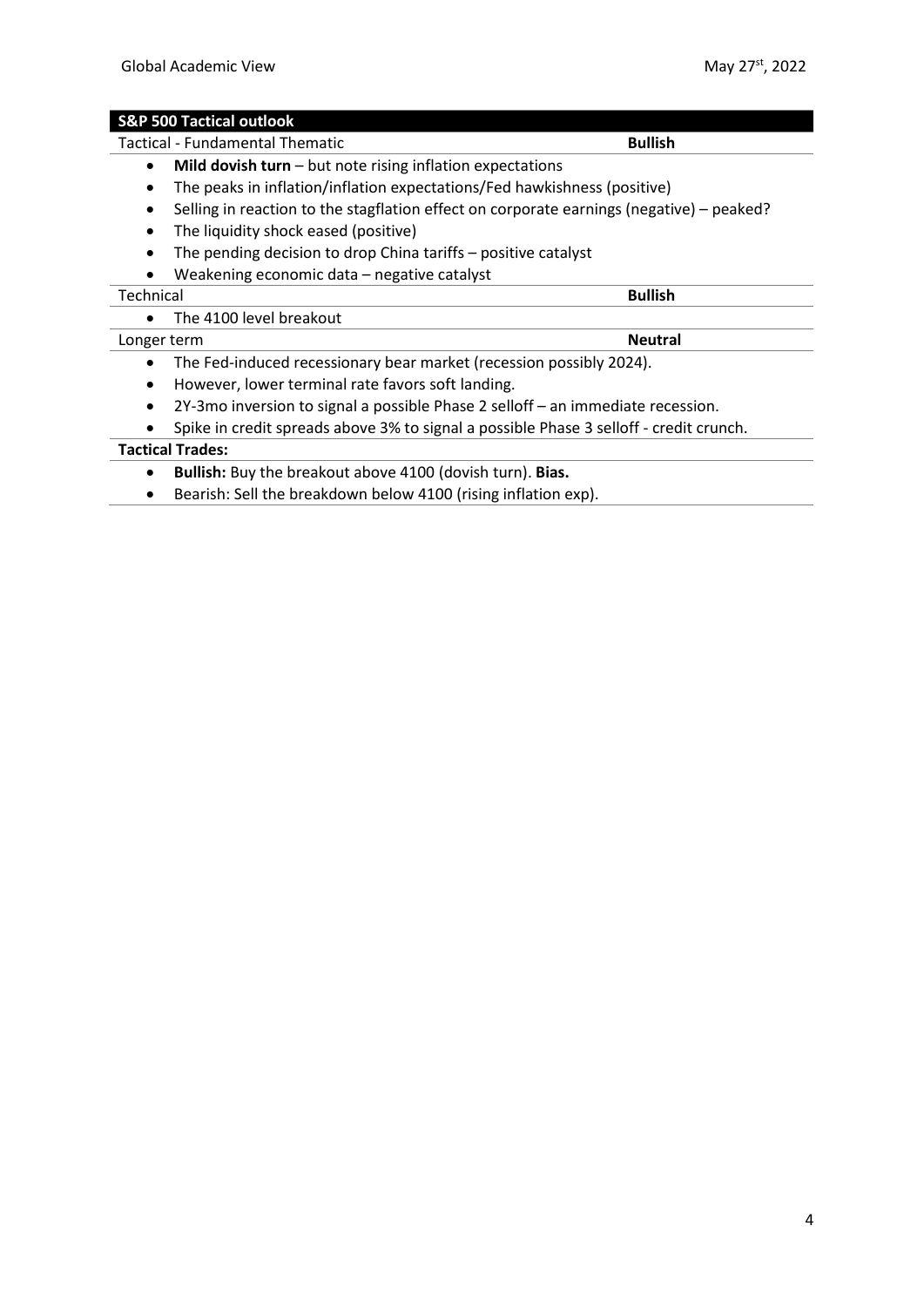## S&P 500 Tactical outlook

**Tactical - Fundamental Thematic** — **Bullish**

- **Mild dovish turn** – but note rising inflation expectations
- The peaks in inflation/inflation expectations/Fed hawkishness (positive)
- Selling in reaction to the stagflation effect on corporate earnings (negative) – peaked?
- The liquidity shock eased (positive)
- The pending decision to drop China tariffs – positive catalyst
- Weakening economic data – negative catalyst

**Technical** — **Bullish**

- The 4100 level breakout

**Longer term** — **Neutral**

- The Fed-induced recessionary bear market (recession possibly 2024).
- However, lower terminal rate favors soft landing.
- 2Y-3mo inversion to signal a possible Phase 2 selloff – an immediate recession.
- Spike in credit spreads above 3% to signal a possible Phase 3 selloff - credit crunch.

**Tactical Trades:**

- **Bullish:** Buy the breakout above 4100 (dovish turn). **Bias.**
- Bearish: Sell the breakdown below 4100 (rising inflation exp).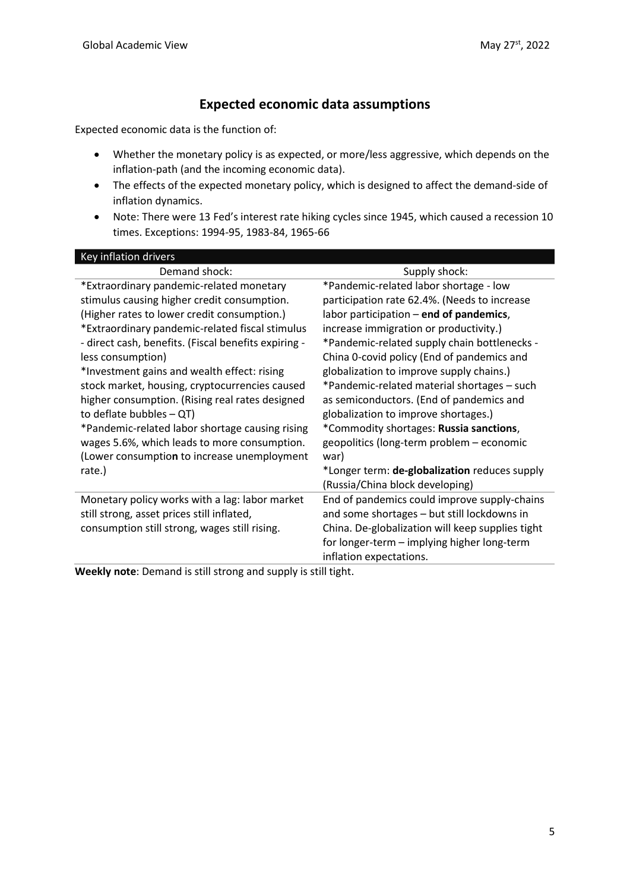## Expected economic data assumptions

Expected economic data is the function of:

- Whether the monetary policy is as expected, or more/less aggressive, which depends on the inflation-path (and the incoming economic data).
- The effects of the expected monetary policy, which is designed to affect the demand-side of inflation dynamics.
- Note: There were 13 Fed's interest rate hiking cycles since 1945, which caused a recession 10 times. Exceptions: 1994-95, 1983-84, 1965-66

| Key inflation drivers | |
|---|---|
| Demand shock: | Supply shock: |
| *Extraordinary pandemic-related monetary stimulus causing higher credit consumption. (Higher rates to lower credit consumption.)<br>*Extraordinary pandemic-related fiscal stimulus - direct cash, benefits. (Fiscal benefits expiring - less consumption)<br>*Investment gains and wealth effect: rising stock market, housing, cryptocurrencies caused higher consumption. (Rising real rates designed to deflate bubbles – QT)<br>*Pandemic-related labor shortage causing rising wages 5.6%, which leads to more consumption. (Lower consumptio**n** to increase unemployment rate.) | *Pandemic-related labor shortage - low participation rate 62.4%. (Needs to increase labor participation – **end of pandemics**, increase immigration or productivity.)<br>*Pandemic-related supply chain bottlenecks - China 0-covid policy (End of pandemics and globalization to improve supply chains.)<br>*Pandemic-related material shortages – such as semiconductors. (End of pandemics and globalization to improve shortages.)<br>*Commodity shortages: **Russia sanctions**, geopolitics (long-term problem – economic war)<br>*Longer term: **de-globalization** reduces supply (Russia/China block developing) |
| Monetary policy works with a lag: labor market still strong, asset prices still inflated, consumption still strong, wages still rising. | End of pandemics could improve supply-chains and some shortages – but still lockdowns in China. De-globalization will keep supplies tight for longer-term – implying higher long-term inflation expectations. |

**Weekly note**: Demand is still strong and supply is still tight.